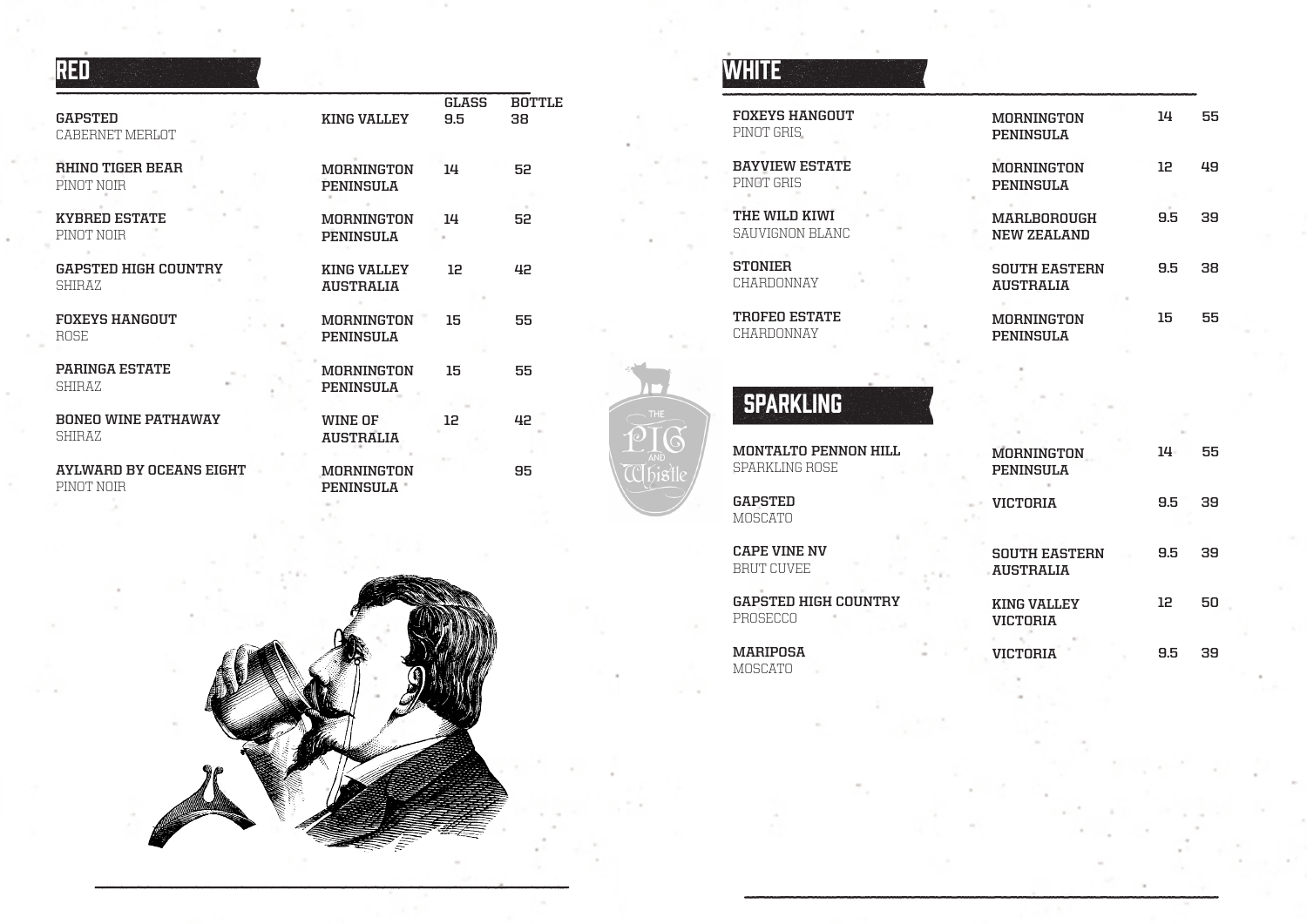## RED

| | | GLASS | BOTTLE |
|---|---|---|---|
| **GAPSTED**<br>CABERNET MERLOT | **KING VALLEY** | 9.5 | 38 |
| **RHINO TIGER BEAR**<br>PINOT NOIR | **MORNINGTON PENINSULA** | 14 | 52 |
| **KYBRED ESTATE**<br>PINOT NOIR | **MORNINGTON PENINSULA** | 14 | 52 |
| **GAPSTED HIGH COUNTRY**<br>SHIRAZ | **KING VALLEY AUSTRALIA** | 12 | 42 |
| **FOXEYS HANGOUT**<br>ROSE | **MORNINGTON PENINSULA** | 15 | 55 |
| **PARINGA ESTATE**<br>SHIRAZ | **MORNINGTON PENINSULA** | 15 | 55 |
| **BONEO WINE PATHAWAY**<br>SHIRAZ | **WINE OF AUSTRALIA** | 12 | 42 |
| **AYLWARD BY OCEANS EIGHT**<br>PINOT NOIR | **MORNINGTON PENINSULA** | | 95 |

## WHITE

| | | | |
|---|---|---|---|
| **FOXEYS HANGOUT**<br>PINOT GRIS | **MORNINGTON PENINSULA** | 14 | 55 |
| **BAYVIEW ESTATE**<br>PINOT GRIS | **MORNINGTON PENINSULA** | 12 | 49 |
| **THE WILD KIWI**<br>SAUVIGNON BLANC | **MARLBOROUGH NEW ZEALAND** | 9.5 | 39 |
| **STONIER**<br>CHARDONNAY | **SOUTH EASTERN AUSTRALIA** | 9.5 | 38 |
| **TROFEO ESTATE**<br>CHARDONNAY | **MORNINGTON PENINSULA** | 15 | 55 |

## SPARKLING

| | | | |
|---|---|---|---|
| **MONTALTO PENNON HILL**<br>SPARKLING ROSE | **MORNINGTON PENINSULA** | 14 | 55 |
| **GAPSTED**<br>MOSCATO | **VICTORIA** | 9.5 | 39 |
| **CAPE VINE NV**<br>BRUT CUVEE | **SOUTH EASTERN AUSTRALIA** | 9.5 | 39 |
| **GAPSTED HIGH COUNTRY**<br>PROSECCO | **KING VALLEY VICTORIA** | 12 | 50 |
| **MARIPOSA**<br>MOSCATO | **VICTORIA** | 9.5 | 39 |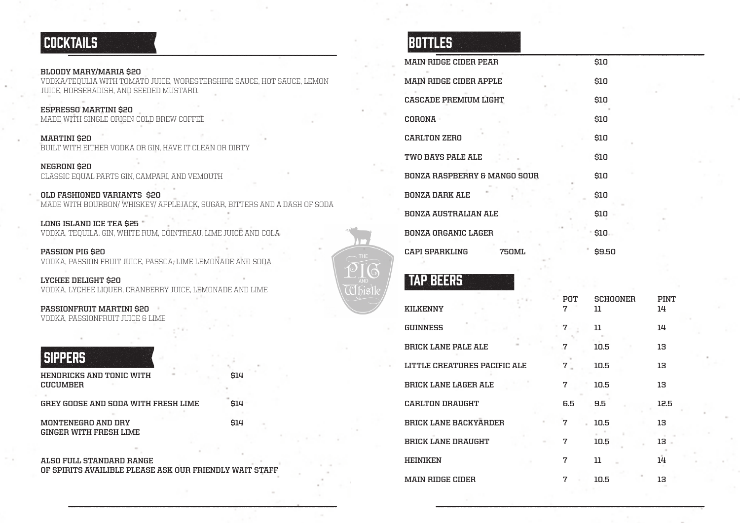## COCKTAILS

**BLOODY MARY/MARIA $20**
VODKA/TEQULIA WITH TOMATO JUICE, WORESTERSHIRE SAUCE, HOT SAUCE, LEMON JUICE, HORSERADISH, AND SEEDED MUSTARD.

**ESPRESSO MARTINI $20**
MADE WITH SINGLE ORIGIN COLD BREW COFFEE

**MARTINI $20**
BUILT WITH EITHER VODKA OR GIN, HAVE IT CLEAN OR DIRTY

**NEGRONI $20**
CLASSIC EQUAL PARTS GIN, CAMPARI, AND VEMOUTH

**OLD FASHIONED VARIANTS $20**
MADE WITH BOURBON/ WHISKEY/ APPLEJACK, SUGAR, BITTERS AND A DASH OF SODA

**LONG ISLAND ICE TEA $25**
VODKA, TEQUILA. GIN, WHITE RUM, COINTREAU, LIME JUICE AND COLA

**PASSION PIG $20**
VODKA, PASSION FRUIT JUICE, PASSOA, LIME LEMONADE AND SODA

**LYCHEE DELIGHT $20**
VODKA, LYCHEE LIQUER, CRANBERRY JUICE, LEMONADE AND LIME

**PASSIONFRUIT MARTINI $20**
VODKA, PASSIONFRUIT JUICE & LIME

## SIPPERS

| | |
|---|---|
| HENDRICKS AND TONIC WITH CUCUMBER | $14 |
| GREY GOOSE AND SODA WITH FRESH LIME | $14 |
| MONTENEGRO AND DRY GINGER WITH FRESH LIME | $14 |

**ALSO FULL STANDARD RANGE OF SPIRITS AVAILIBLE PLEASE ASK OUR FRIENDLY WAIT STAFF**

THE PIG AND Whistle

## BOTTLES

| | |
|---|---|
| MAIN RIDGE CIDER PEAR | $10 |
| MAIN RIDGE CIDER APPLE | $10 |
| CASCADE PREMIUM LIGHT | $10 |
| CORONA | $10 |
| CARLTON ZERO | $10 |
| TWO BAYS PALE ALE | $10 |
| BONZA RASPBERRY & MANGO SOUR | $10 |
| BONZA DARK ALE | $10 |
| BONZA AUSTRALIAN ALE | $10 |
| BONZA ORGANIC LAGER | $10 |
| CAPI SPARKLING 750ML | $9.50 |

## TAP BEERS

| | POT | SCHOONER | PINT |
|---|---|---|---|
| KILKENNY | 7 | 11 | 14 |
| GUINNESS | 7 | 11 | 14 |
| BRICK LANE PALE ALE | 7 | 10.5 | 13 |
| LITTLE CREATURES PACIFIC ALE | 7 | 10.5 | 13 |
| BRICK LANE LAGER ALE | 7 | 10.5 | 13 |
| CARLTON DRAUGHT | 6.5 | 9.5 | 12.5 |
| BRICK LANE BACKYARDER | 7 | 10.5 | 13 |
| BRICK LANE DRAUGHT | 7 | 10.5 | 13 |
| HEINIKEN | 7 | 11 | 14 |
| MAIN RIDGE CIDER | 7 | 10.5 | 13 |